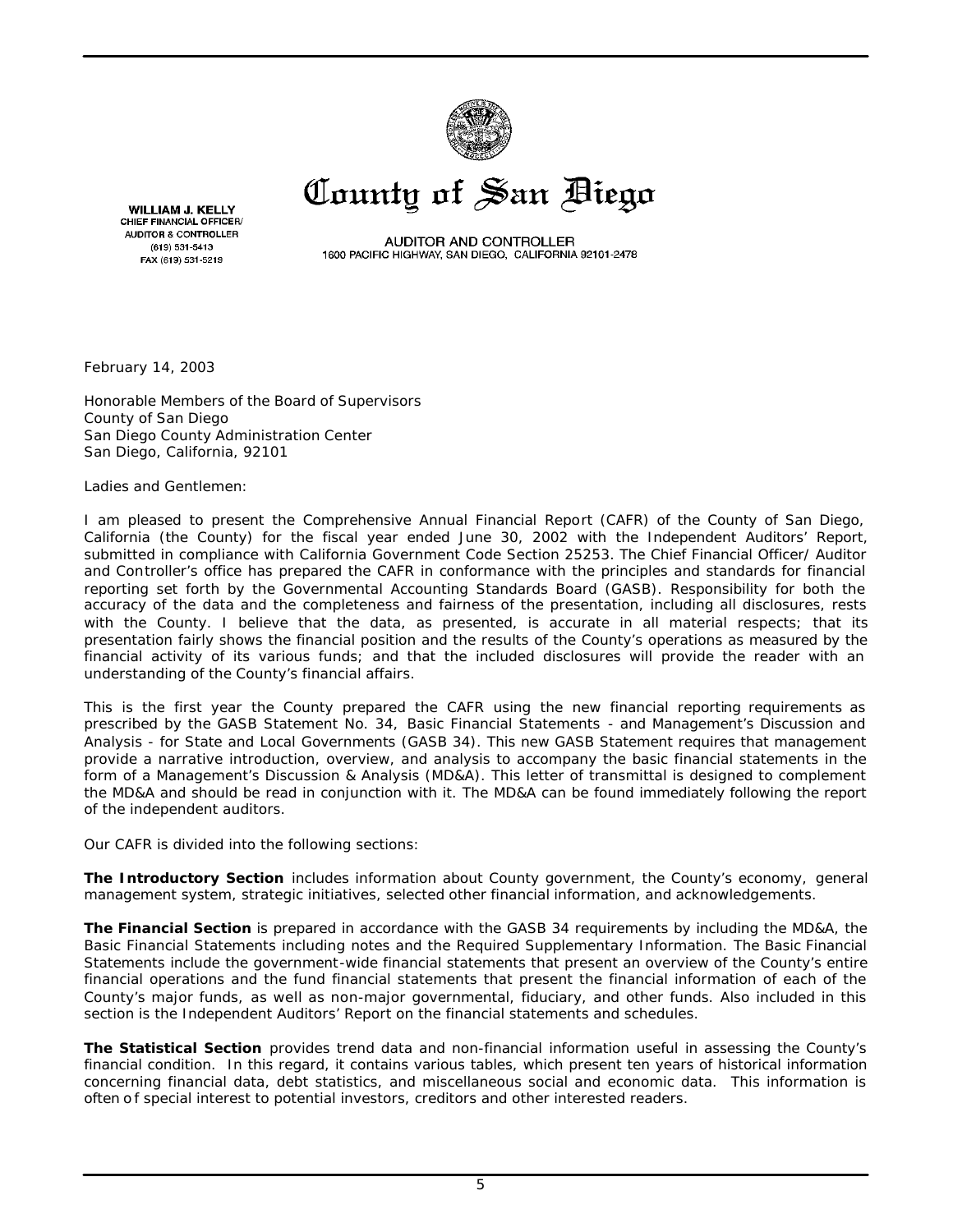# County of San Diego

**WILLIAM J. KELLY**
CHIEF FINANCIAL OFFICER/
AUDITOR & CONTROLLER
(619) 531-5413
FAX (619) 531-5219

AUDITOR AND CONTROLLER
1600 PACIFIC HIGHWAY, SAN DIEGO, CALIFORNIA 92101-2478

February 14, 2003

Honorable Members of the Board of Supervisors
County of San Diego
San Diego County Administration Center
San Diego, California, 92101

Ladies and Gentlemen:

I am pleased to present the Comprehensive Annual Financial Report (CAFR) of the County of San Diego, California (the County) for the fiscal year ended June 30, 2002 with the Independent Auditors' Report, submitted in compliance with California Government Code Section 25253. The Chief Financial Officer/ Auditor and Controller's office has prepared the CAFR in conformance with the principles and standards for financial reporting set forth by the Governmental Accounting Standards Board (GASB). Responsibility for both the accuracy of the data and the completeness and fairness of the presentation, including all disclosures, rests with the County. I believe that the data, as presented, is accurate in all material respects; that its presentation fairly shows the financial position and the results of the County's operations as measured by the financial activity of its various funds; and that the included disclosures will provide the reader with an understanding of the County's financial affairs.

This is the first year the County prepared the CAFR using the new financial reporting requirements as prescribed by the GASB Statement No. 34, Basic Financial Statements - and Management's Discussion and Analysis - for State and Local Governments (GASB 34). This new GASB Statement requires that management provide a narrative introduction, overview, and analysis to accompany the basic financial statements in the form of a Management's Discussion & Analysis (MD&A). This letter of transmittal is designed to complement the MD&A and should be read in conjunction with it. The MD&A can be found immediately following the report of the independent auditors.

Our CAFR is divided into the following sections:

**The Introductory Section** includes information about County government, the County's economy, general management system, strategic initiatives, selected other financial information, and acknowledgements.

**The Financial Section** is prepared in accordance with the GASB 34 requirements by including the MD&A, the Basic Financial Statements including notes and the Required Supplementary Information. The Basic Financial Statements include the government-wide financial statements that present an overview of the County's entire financial operations and the fund financial statements that present the financial information of each of the County's major funds, as well as non-major governmental, fiduciary, and other funds. Also included in this section is the Independent Auditors' Report on the financial statements and schedules.

**The Statistical Section** provides trend data and non-financial information useful in assessing the County's financial condition. In this regard, it contains various tables, which present ten years of historical information concerning financial data, debt statistics, and miscellaneous social and economic data. This information is often of special interest to potential investors, creditors and other interested readers.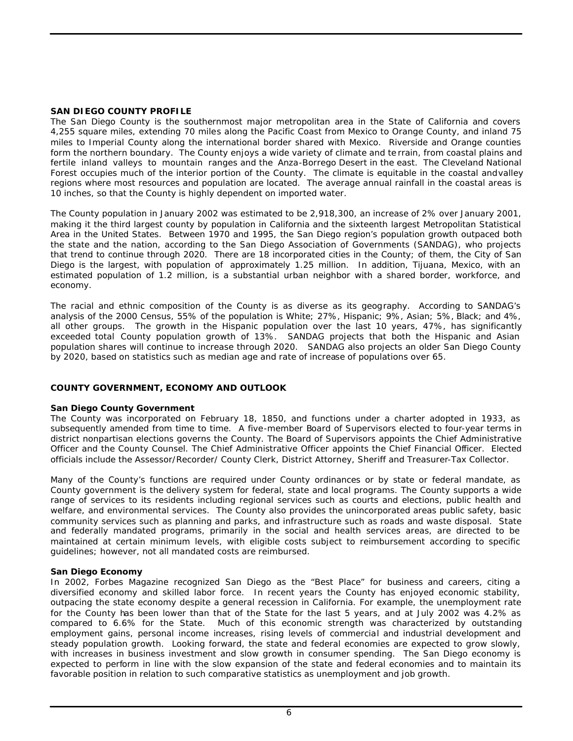## SAN DIEGO COUNTY PROFILE

The San Diego County is the southernmost major metropolitan area in the State of California and covers 4,255 square miles, extending 70 miles along the Pacific Coast from Mexico to Orange County, and inland 75 miles to Imperial County along the international border shared with Mexico. Riverside and Orange counties form the northern boundary. The County enjoys a wide variety of climate and terrain, from coastal plains and fertile inland valleys to mountain ranges and the Anza-Borrego Desert in the east. The Cleveland National Forest occupies much of the interior portion of the County. The climate is equitable in the coastal andvalley regions where most resources and population are located. The average annual rainfall in the coastal areas is 10 inches, so that the County is highly dependent on imported water.

The County population in January 2002 was estimated to be 2,918,300, an increase of 2% over January 2001, making it the third largest county by population in California and the sixteenth largest Metropolitan Statistical Area in the United States. Between 1970 and 1995, the San Diego region's population growth outpaced both the state and the nation, according to the San Diego Association of Governments (SANDAG), who projects that trend to continue through 2020. There are 18 incorporated cities in the County; of them, the City of San Diego is the largest, with population of approximately 1.25 million. In addition, Tijuana, Mexico, with an estimated population of 1.2 million, is a substantial urban neighbor with a shared border, workforce, and economy.

The racial and ethnic composition of the County is as diverse as its geography. According to SANDAG's analysis of the 2000 Census, 55% of the population is White; 27%, Hispanic; 9%, Asian; 5%, Black; and 4%, all other groups. The growth in the Hispanic population over the last 10 years, 47%, has significantly exceeded total County population growth of 13%. SANDAG projects that both the Hispanic and Asian population shares will continue to increase through 2020. SANDAG also projects an older San Diego County by 2020, based on statistics such as median age and rate of increase of populations over 65.

## COUNTY GOVERNMENT, ECONOMY AND OUTLOOK

### San Diego County Government

The County was incorporated on February 18, 1850, and functions under a charter adopted in 1933, as subsequently amended from time to time. A five-member Board of Supervisors elected to four-year terms in district nonpartisan elections governs the County. The Board of Supervisors appoints the Chief Administrative Officer and the County Counsel. The Chief Administrative Officer appoints the Chief Financial Officer. Elected officials include the Assessor/Recorder/ County Clerk, District Attorney, Sheriff and Treasurer-Tax Collector.

Many of the County's functions are required under County ordinances or by state or federal mandate, as County government is the delivery system for federal, state and local programs. The County supports a wide range of services to its residents including regional services such as courts and elections, public health and welfare, and environmental services. The County also provides the unincorporated areas public safety, basic community services such as planning and parks, and infrastructure such as roads and waste disposal. State and federally mandated programs, primarily in the social and health services areas, are directed to be maintained at certain minimum levels, with eligible costs subject to reimbursement according to specific guidelines; however, not all mandated costs are reimbursed.

### San Diego Economy

In 2002, Forbes Magazine recognized San Diego as the "Best Place" for business and careers, citing a diversified economy and skilled labor force. In recent years the County has enjoyed economic stability, outpacing the state economy despite a general recession in California. For example, the unemployment rate for the County has been lower than that of the State for the last 5 years, and at July 2002 was 4.2% as compared to 6.6% for the State. Much of this economic strength was characterized by outstanding employment gains, personal income increases, rising levels of commercial and industrial development and steady population growth. Looking forward, the state and federal economies are expected to grow slowly, with increases in business investment and slow growth in consumer spending. The San Diego economy is expected to perform in line with the slow expansion of the state and federal economies and to maintain its favorable position in relation to such comparative statistics as unemployment and job growth.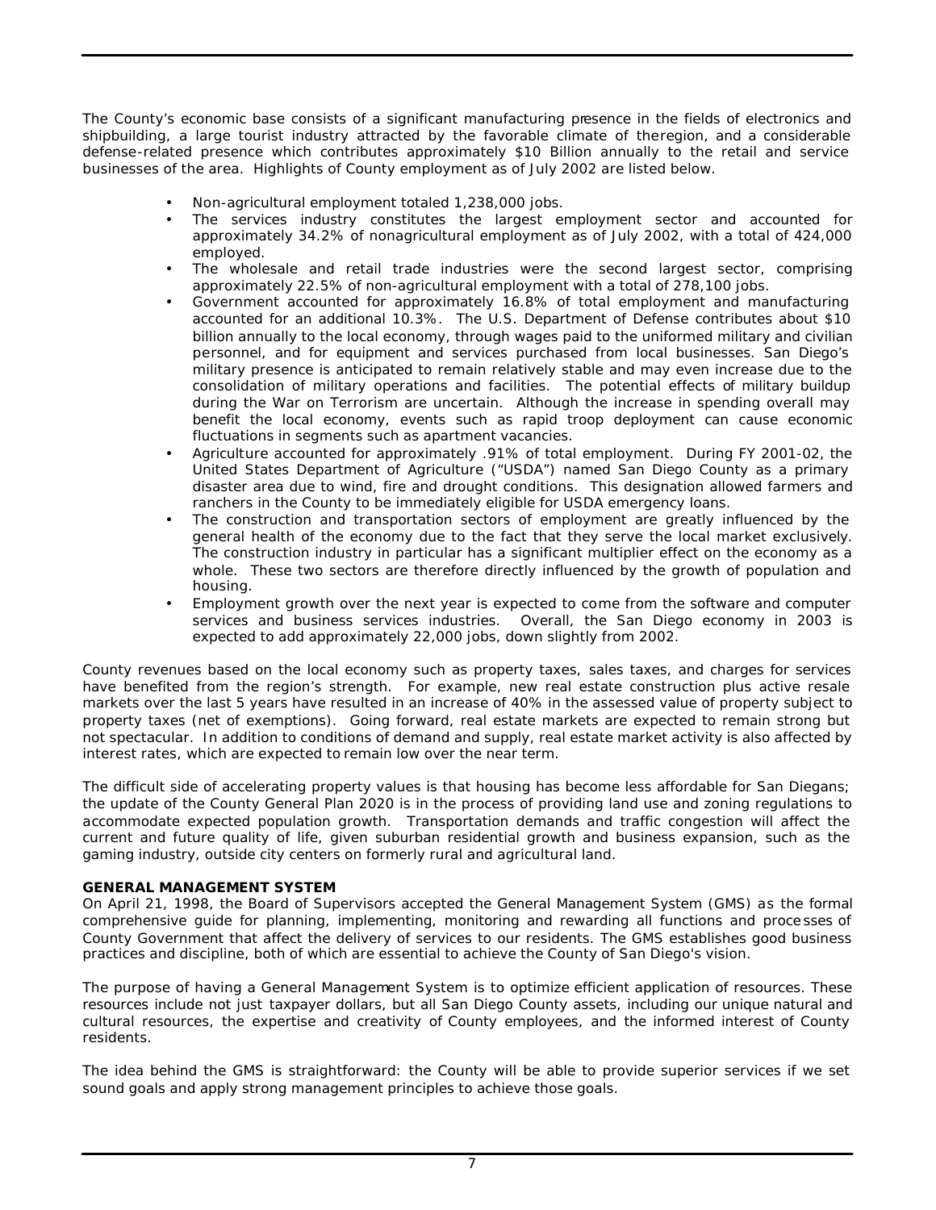The County's economic base consists of a significant manufacturing presence in the fields of electronics and shipbuilding, a large tourist industry attracted by the favorable climate of theregion, and a considerable defense-related presence which contributes approximately $10 Billion annually to the retail and service businesses of the area. Highlights of County employment as of July 2002 are listed below.

- Non-agricultural employment totaled 1,238,000 jobs.
- The services industry constitutes the largest employment sector and accounted for approximately 34.2% of nonagricultural employment as of July 2002, with a total of 424,000 employed.
- The wholesale and retail trade industries were the second largest sector, comprising approximately 22.5% of non-agricultural employment with a total of 278,100 jobs.
- Government accounted for approximately 16.8% of total employment and manufacturing accounted for an additional 10.3%. The U.S. Department of Defense contributes about $10 billion annually to the local economy, through wages paid to the uniformed military and civilian personnel, and for equipment and services purchased from local businesses. San Diego's military presence is anticipated to remain relatively stable and may even increase due to the consolidation of military operations and facilities. The potential effects of military buildup during the War on Terrorism are uncertain. Although the increase in spending overall may benefit the local economy, events such as rapid troop deployment can cause economic fluctuations in segments such as apartment vacancies.
- Agriculture accounted for approximately .91% of total employment. During FY 2001-02, the United States Department of Agriculture ("USDA") named San Diego County as a primary disaster area due to wind, fire and drought conditions. This designation allowed farmers and ranchers in the County to be immediately eligible for USDA emergency loans.
- The construction and transportation sectors of employment are greatly influenced by the general health of the economy due to the fact that they serve the local market exclusively. The construction industry in particular has a significant multiplier effect on the economy as a whole. These two sectors are therefore directly influenced by the growth of population and housing.
- Employment growth over the next year is expected to come from the software and computer services and business services industries. Overall, the San Diego economy in 2003 is expected to add approximately 22,000 jobs, down slightly from 2002.

County revenues based on the local economy such as property taxes, sales taxes, and charges for services have benefited from the region's strength. For example, new real estate construction plus active resale markets over the last 5 years have resulted in an increase of 40% in the assessed value of property subject to property taxes (net of exemptions). Going forward, real estate markets are expected to remain strong but not spectacular. In addition to conditions of demand and supply, real estate market activity is also affected by interest rates, which are expected to remain low over the near term.

The difficult side of accelerating property values is that housing has become less affordable for San Diegans; the update of the County General Plan 2020 is in the process of providing land use and zoning regulations to accommodate expected population growth. Transportation demands and traffic congestion will affect the current and future quality of life, given suburban residential growth and business expansion, such as the gaming industry, outside city centers on formerly rural and agricultural land.

**GENERAL MANAGEMENT SYSTEM**

On April 21, 1998, the Board of Supervisors accepted the General Management System (GMS) as the formal comprehensive guide for planning, implementing, monitoring and rewarding all functions and processes of County Government that affect the delivery of services to our residents. The GMS establishes good business practices and discipline, both of which are essential to achieve the County of San Diego's vision.

The purpose of having a General Management System is to optimize efficient application of resources. These resources include not just taxpayer dollars, but all San Diego County assets, including our unique natural and cultural resources, the expertise and creativity of County employees, and the informed interest of County residents.

The idea behind the GMS is straightforward: the County will be able to provide superior services if we set sound goals and apply strong management principles to achieve those goals.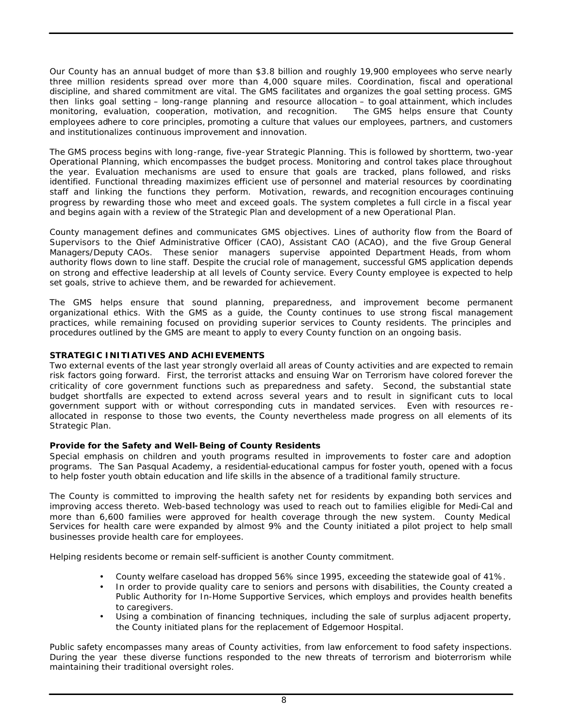Our County has an annual budget of more than $3.8 billion and roughly 19,900 employees who serve nearly three million residents spread over more than 4,000 square miles. Coordination, fiscal and operational discipline, and shared commitment are vital. The GMS facilitates and organizes the goal setting process. GMS then links goal setting – long-range planning and resource allocation – to goal attainment, which includes monitoring, evaluation, cooperation, motivation, and recognition. The GMS helps ensure that County employees adhere to core principles, promoting a culture that values our employees, partners, and customers and institutionalizes continuous improvement and innovation.

The GMS process begins with long-range, five-year Strategic Planning. This is followed by shortterm, two-year Operational Planning, which encompasses the budget process. Monitoring and control takes place throughout the year. Evaluation mechanisms are used to ensure that goals are tracked, plans followed, and risks identified. Functional threading maximizes efficient use of personnel and material resources by coordinating staff and linking the functions they perform. Motivation, rewards, and recognition encourages continuing progress by rewarding those who meet and exceed goals. The system completes a full circle in a fiscal year and begins again with a review of the Strategic Plan and development of a new Operational Plan.

County management defines and communicates GMS objectives. Lines of authority flow from the Board of Supervisors to the Chief Administrative Officer (CAO), Assistant CAO (ACAO), and the five Group General Managers/Deputy CAOs. These senior managers supervise appointed Department Heads, from whom authority flows down to line staff. Despite the crucial role of management, successful GMS application depends on strong and effective leadership at all levels of County service. Every County employee is expected to help set goals, strive to achieve them, and be rewarded for achievement.

The GMS helps ensure that sound planning, preparedness, and improvement become permanent organizational ethics. With the GMS as a guide, the County continues to use strong fiscal management practices, while remaining focused on providing superior services to County residents. The principles and procedures outlined by the GMS are meant to apply to every County function on an ongoing basis.

**STRATEGIC INITIATIVES AND ACHIEVEMENTS**

Two external events of the last year strongly overlaid all areas of County activities and are expected to remain risk factors going forward. First, the terrorist attacks and ensuing War on Terrorism have colored forever the criticality of core government functions such as preparedness and safety. Second, the substantial state budget shortfalls are expected to extend across several years and to result in significant cuts to local government support with or without corresponding cuts in mandated services. Even with resources re-allocated in response to those two events, the County nevertheless made progress on all elements of its Strategic Plan.

**Provide for the Safety and Well-Being of County Residents**

Special emphasis on children and youth programs resulted in improvements to foster care and adoption programs. The San Pasqual Academy, a residential-educational campus for foster youth, opened with a focus to help foster youth obtain education and life skills in the absence of a traditional family structure.

The County is committed to improving the health safety net for residents by expanding both services and improving access thereto. Web-based technology was used to reach out to families eligible for Medi-Cal and more than 6,600 families were approved for health coverage through the new system. County Medical Services for health care were expanded by almost 9% and the County initiated a pilot project to help small businesses provide health care for employees.

Helping residents become or remain self-sufficient is another County commitment.

- County welfare caseload has dropped 56% since 1995, exceeding the statewide goal of 41%.
- In order to provide quality care to seniors and persons with disabilities, the County created a Public Authority for In-Home Supportive Services, which employs and provides health benefits to caregivers.
- Using a combination of financing techniques, including the sale of surplus adjacent property, the County initiated plans for the replacement of Edgemoor Hospital.

Public safety encompasses many areas of County activities, from law enforcement to food safety inspections. During the year these diverse functions responded to the new threats of terrorism and bioterrorism while maintaining their traditional oversight roles.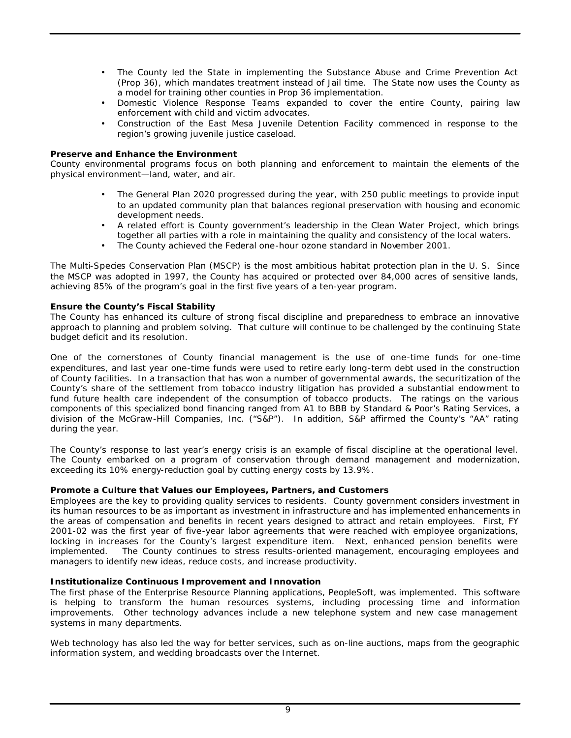- The County led the State in implementing the Substance Abuse and Crime Prevention Act (Prop 36), which mandates treatment instead of Jail time. The State now uses the County as a model for training other counties in Prop 36 implementation.
- Domestic Violence Response Teams expanded to cover the entire County, pairing law enforcement with child and victim advocates.
- Construction of the East Mesa Juvenile Detention Facility commenced in response to the region's growing juvenile justice caseload.

**Preserve and Enhance the Environment**

County environmental programs focus on both planning and enforcement to maintain the elements of the physical environment—land, water, and air.

- The General Plan 2020 progressed during the year, with 250 public meetings to provide input to an updated community plan that balances regional preservation with housing and economic development needs.
- A related effort is County government's leadership in the Clean Water Project, which brings together all parties with a role in maintaining the quality and consistency of the local waters.
- The County achieved the Federal one-hour ozone standard in November 2001.

The Multi-Species Conservation Plan (MSCP) is the most ambitious habitat protection plan in the U. S. Since the MSCP was adopted in 1997, the County has acquired or protected over 84,000 acres of sensitive lands, achieving 85% of the program's goal in the first five years of a ten-year program.

**Ensure the County's Fiscal Stability**

The County has enhanced its culture of strong fiscal discipline and preparedness to embrace an innovative approach to planning and problem solving. That culture will continue to be challenged by the continuing State budget deficit and its resolution.

One of the cornerstones of County financial management is the use of one-time funds for one-time expenditures, and last year one-time funds were used to retire early long-term debt used in the construction of County facilities. In a transaction that has won a number of governmental awards, the securitization of the County's share of the settlement from tobacco industry litigation has provided a substantial endowment to fund future health care independent of the consumption of tobacco products. The ratings on the various components of this specialized bond financing ranged from A1 to BBB by Standard & Poor's Rating Services, a division of the McGraw-Hill Companies, Inc. ("S&P"). In addition, S&P affirmed the County's "AA" rating during the year.

The County's response to last year's energy crisis is an example of fiscal discipline at the operational level. The County embarked on a program of conservation through demand management and modernization, exceeding its 10% energy-reduction goal by cutting energy costs by 13.9%.

**Promote a Culture that Values our Employees, Partners, and Customers**

Employees are the key to providing quality services to residents. County government considers investment in its human resources to be as important as investment in infrastructure and has implemented enhancements in the areas of compensation and benefits in recent years designed to attract and retain employees. First, FY 2001-02 was the first year of five-year labor agreements that were reached with employee organizations, locking in increases for the County's largest expenditure item. Next, enhanced pension benefits were implemented. The County continues to stress results-oriented management, encouraging employees and managers to identify new ideas, reduce costs, and increase productivity.

**Institutionalize Continuous Improvement and Innovation**

The first phase of the Enterprise Resource Planning applications, PeopleSoft, was implemented. This software is helping to transform the human resources systems, including processing time and information improvements. Other technology advances include a new telephone system and new case management systems in many departments.

Web technology has also led the way for better services, such as on-line auctions, maps from the geographic information system, and wedding broadcasts over the Internet.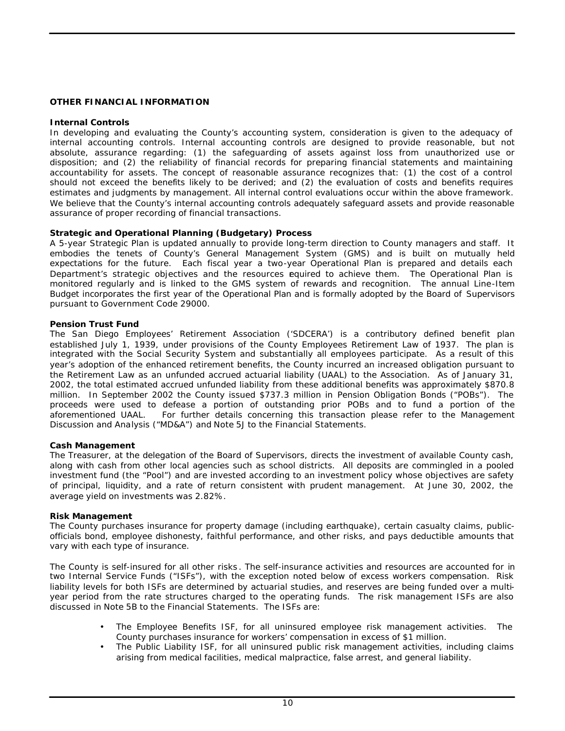## OTHER FINANCIAL INFORMATION

### Internal Controls

In developing and evaluating the County's accounting system, consideration is given to the adequacy of internal accounting controls. Internal accounting controls are designed to provide reasonable, but not absolute, assurance regarding: (1) the safeguarding of assets against loss from unauthorized use or disposition; and (2) the reliability of financial records for preparing financial statements and maintaining accountability for assets. The concept of reasonable assurance recognizes that: (1) the cost of a control should not exceed the benefits likely to be derived; and (2) the evaluation of costs and benefits requires estimates and judgments by management. All internal control evaluations occur within the above framework. We believe that the County's internal accounting controls adequately safeguard assets and provide reasonable assurance of proper recording of financial transactions.

### Strategic and Operational Planning (Budgetary) Process

A 5-year Strategic Plan is updated annually to provide long-term direction to County managers and staff. It embodies the tenets of County's General Management System (GMS) and is built on mutually held expectations for the future. Each fiscal year a two-year Operational Plan is prepared and details each Department's strategic objectives and the resources required to achieve them. The Operational Plan is monitored regularly and is linked to the GMS system of rewards and recognition. The annual Line-Item Budget incorporates the first year of the Operational Plan and is formally adopted by the Board of Supervisors pursuant to Government Code 29000.

### Pension Trust Fund

The San Diego Employees' Retirement Association ('SDCERA') is a contributory defined benefit plan established July 1, 1939, under provisions of the County Employees Retirement Law of 1937. The plan is integrated with the Social Security System and substantially all employees participate. As a result of this year's adoption of the enhanced retirement benefits, the County incurred an increased obligation pursuant to the Retirement Law as an unfunded accrued actuarial liability (UAAL) to the Association. As of January 31, 2002, the total estimated accrued unfunded liability from these additional benefits was approximately $870.8 million. In September 2002 the County issued $737.3 million in Pension Obligation Bonds ("POBs"). The proceeds were used to defease a portion of outstanding prior POBs and to fund a portion of the aforementioned UAAL. For further details concerning this transaction please refer to the Management Discussion and Analysis ("MD&A") and Note 5J to the Financial Statements.

### Cash Management

The Treasurer, at the delegation of the Board of Supervisors, directs the investment of available County cash, along with cash from other local agencies such as school districts. All deposits are commingled in a pooled investment fund (the "Pool") and are invested according to an investment policy whose objectives are safety of principal, liquidity, and a rate of return consistent with prudent management. At June 30, 2002, the average yield on investments was 2.82%.

### Risk Management

The County purchases insurance for property damage (including earthquake), certain casualty claims, public-officials bond, employee dishonesty, faithful performance, and other risks, and pays deductible amounts that vary with each type of insurance.

The County is self-insured for all other risks. The self-insurance activities and resources are accounted for in two Internal Service Funds ("ISFs"), with the exception noted below of excess workers compensation. Risk liability levels for both ISFs are determined by actuarial studies, and reserves are being funded over a multi-year period from the rate structures charged to the operating funds. The risk management ISFs are also discussed in Note 5B to the Financial Statements. The ISFs are:

- The Employee Benefits ISF, for all uninsured employee risk management activities. The County purchases insurance for workers' compensation in excess of $1 million.
- The Public Liability ISF, for all uninsured public risk management activities, including claims arising from medical facilities, medical malpractice, false arrest, and general liability.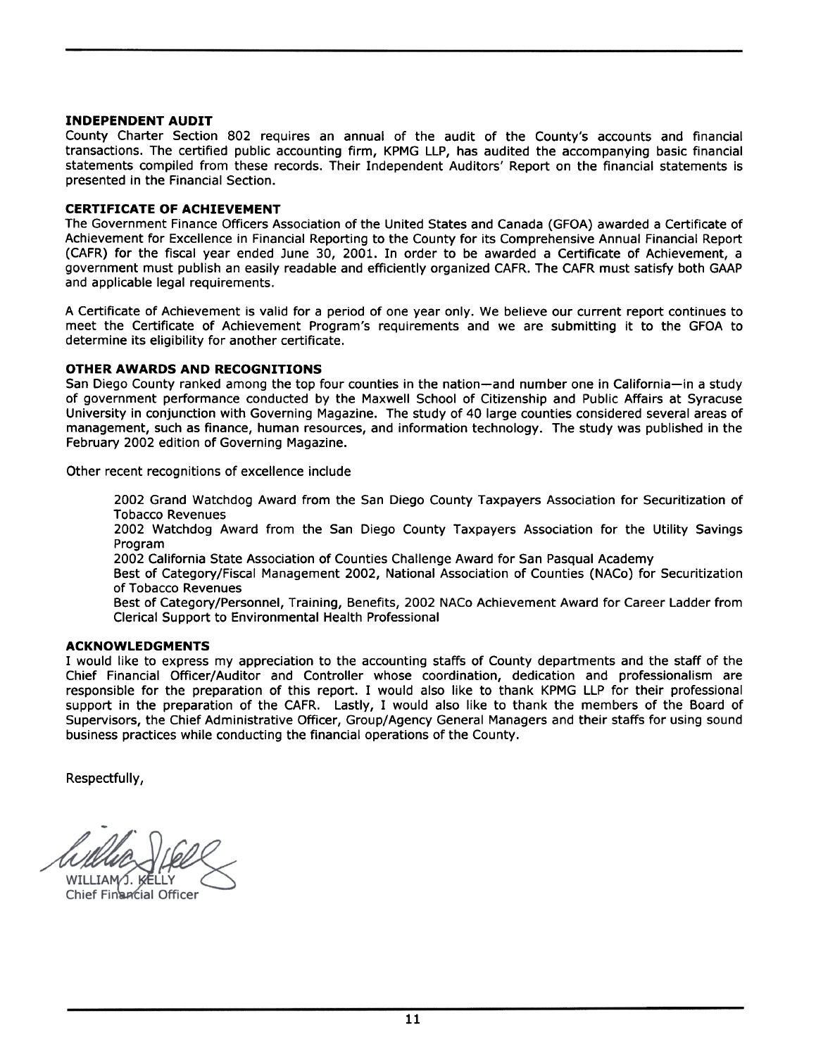### INDEPENDENT AUDIT

County Charter Section 802 requires an annual of the audit of the County's accounts and financial transactions. The certified public accounting firm, KPMG LLP, has audited the accompanying basic financial statements compiled from these records. Their Independent Auditors' Report on the financial statements is presented in the Financial Section.

### CERTIFICATE OF ACHIEVEMENT

The Government Finance Officers Association of the United States and Canada (GFOA) awarded a Certificate of Achievement for Excellence in Financial Reporting to the County for its Comprehensive Annual Financial Report (CAFR) for the fiscal year ended June 30, 2001. In order to be awarded a Certificate of Achievement, a government must publish an easily readable and efficiently organized CAFR. The CAFR must satisfy both GAAP and applicable legal requirements.

A Certificate of Achievement is valid for a period of one year only. We believe our current report continues to meet the Certificate of Achievement Program's requirements and we are submitting it to the GFOA to determine its eligibility for another certificate.

### OTHER AWARDS AND RECOGNITIONS

San Diego County ranked among the top four counties in the nation—and number one in California—in a study of government performance conducted by the Maxwell School of Citizenship and Public Affairs at Syracuse University in conjunction with Governing Magazine. The study of 40 large counties considered several areas of management, such as finance, human resources, and information technology. The study was published in the February 2002 edition of Governing Magazine.

Other recent recognitions of excellence include

- 2002 Grand Watchdog Award from the San Diego County Taxpayers Association for Securitization of Tobacco Revenues
- 2002 Watchdog Award from the San Diego County Taxpayers Association for the Utility Savings Program
- 2002 California State Association of Counties Challenge Award for San Pasqual Academy
- Best of Category/Fiscal Management 2002, National Association of Counties (NACo) for Securitization of Tobacco Revenues
- Best of Category/Personnel, Training, Benefits, 2002 NACo Achievement Award for Career Ladder from Clerical Support to Environmental Health Professional

### ACKNOWLEDGMENTS

I would like to express my appreciation to the accounting staffs of County departments and the staff of the Chief Financial Officer/Auditor and Controller whose coordination, dedication and professionalism are responsible for the preparation of this report. I would also like to thank KPMG LLP for their professional support in the preparation of the CAFR. Lastly, I would also like to thank the members of the Board of Supervisors, the Chief Administrative Officer, Group/Agency General Managers and their staffs for using sound business practices while conducting the financial operations of the County.

Respectfully,

WILLIAM J. KELLY
Chief Financial Officer